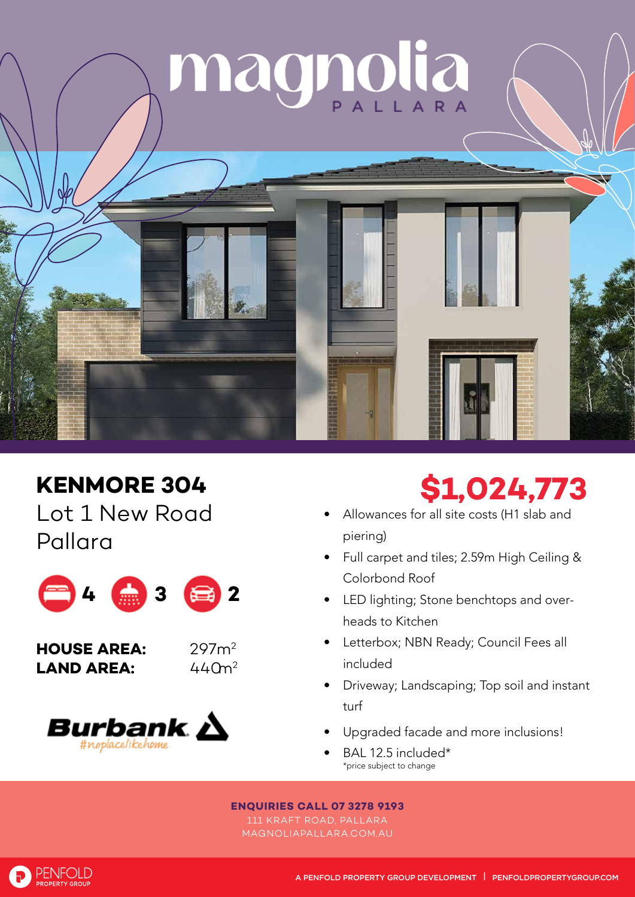# magnolia

PALLARA

## KENMORE 304

Lot 1 New Road
Pallara

4 3 2

**HOUSE AREA:** 297m$^2$
**LAND AREA:** 440m$^2$

Burbank
#noplacelikehome

# $1,024,773

- Allowances for all site costs (H1 slab and piering)
- Full carpet and tiles; 2.59m High Ceiling & Colorbond Roof
- LED lighting; Stone benchtops and overheads to Kitchen
- Letterbox; NBN Ready; Council Fees all included
- Driveway; Landscaping; Top soil and instant turf
- Upgraded facade and more inclusions!
- BAL 12.5 included*

*price subject to change

**ENQUIRIES CALL 07 3278 9193**
111 KRAFT ROAD, PALLARA
MAGNOLIAPALLARA.COM.AU

PENFOLD PROPERTY GROUP

A PENFOLD PROPERTY GROUP DEVELOPMENT | PENFOLDPROPERTYGROUP.COM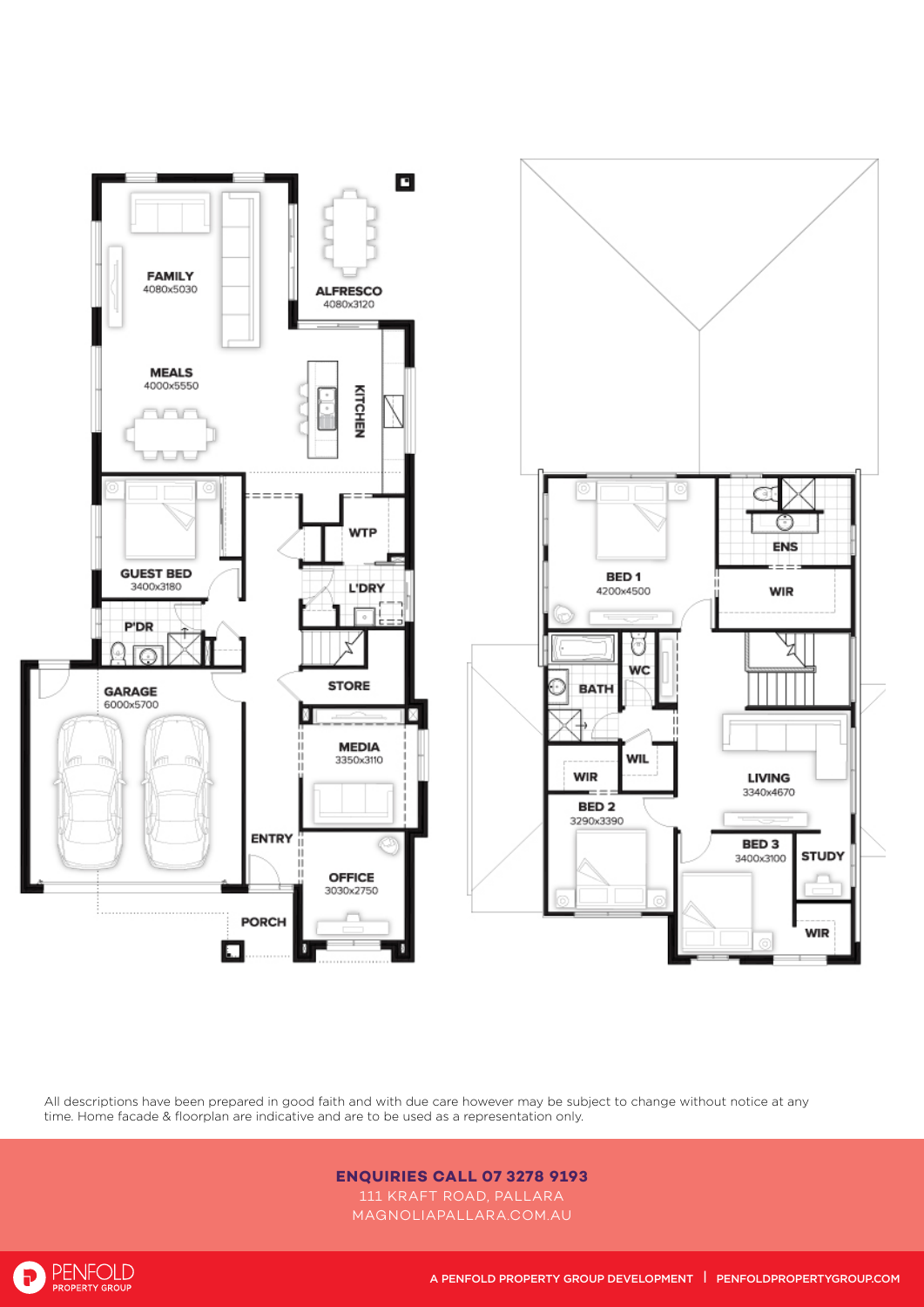FAMILY
4080x5030

ALFRESCO
4080x3120

MEALS
4000x5550

KITCHEN

GUEST BED
3400x3180

WTP

L'DRY

P'DR

GARAGE
6000x5700

STORE

MEDIA
3350x3110

ENTRY

OFFICE
3030x2750

PORCH

BED 1
4200x4500

ENS

WIR

BATH

WC

WIL

WIR

BED 2
3290x3390

LIVING
3340x4670

BED 3
3400x3100

STUDY

WIR

All descriptions have been prepared in good faith and with due care however may be subject to change without notice at any time. Home facade & floorplan are indicative and are to be used as a representation only.

**ENQUIRIES CALL 07 3278 9193**

111 KRAFT ROAD, PALLARA

MAGNOLIAPALLARA.COM.AU

PENFOLD PROPERTY GROUP

A PENFOLD PROPERTY GROUP DEVELOPMENT | PENFOLDPROPERTYGROUP.COM